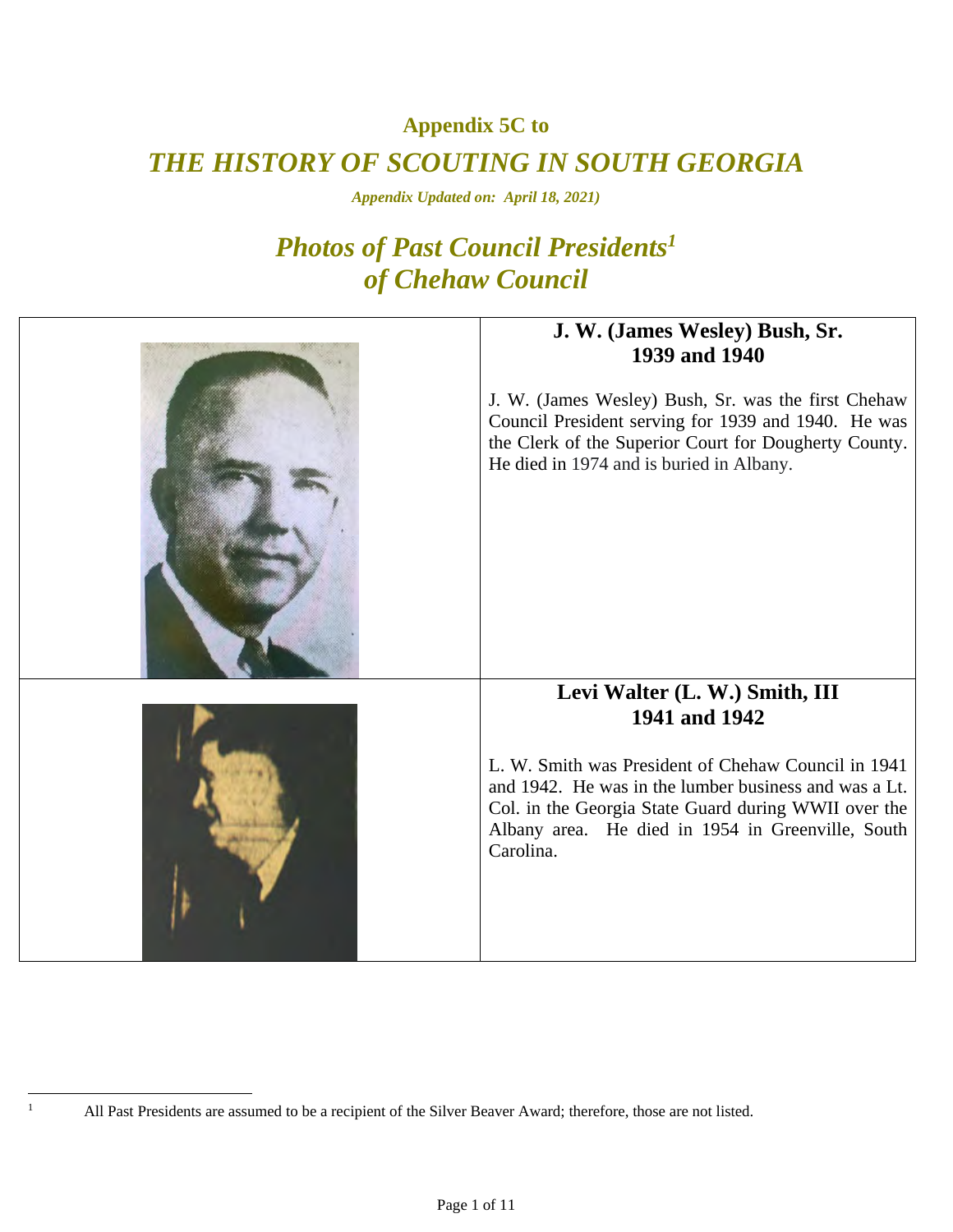## Appendix 5C to

# *THE HISTORY OF SCOUTING IN SOUTH GEORGIA*

***Appendix Updated on: April 18, 2021)***

## *Photos of Past Council Presidents[1] of Chehaw Council*

### J. W. (James Wesley) Bush, Sr.
### 1939 and 1940

J. W. (James Wesley) Bush, Sr. was the first Chehaw Council President serving for 1939 and 1940. He was the Clerk of the Superior Court for Dougherty County. He died in 1974 and is buried in Albany.

### Levi Walter (L. W.) Smith, III
### 1941 and 1942

L. W. Smith was President of Chehaw Council in 1941 and 1942. He was in the lumber business and was a Lt. Col. in the Georgia State Guard during WWII over the Albany area. He died in 1954 in Greenville, South Carolina.

---

[1] All Past Presidents are assumed to be a recipient of the Silver Beaver Award; therefore, those are not listed.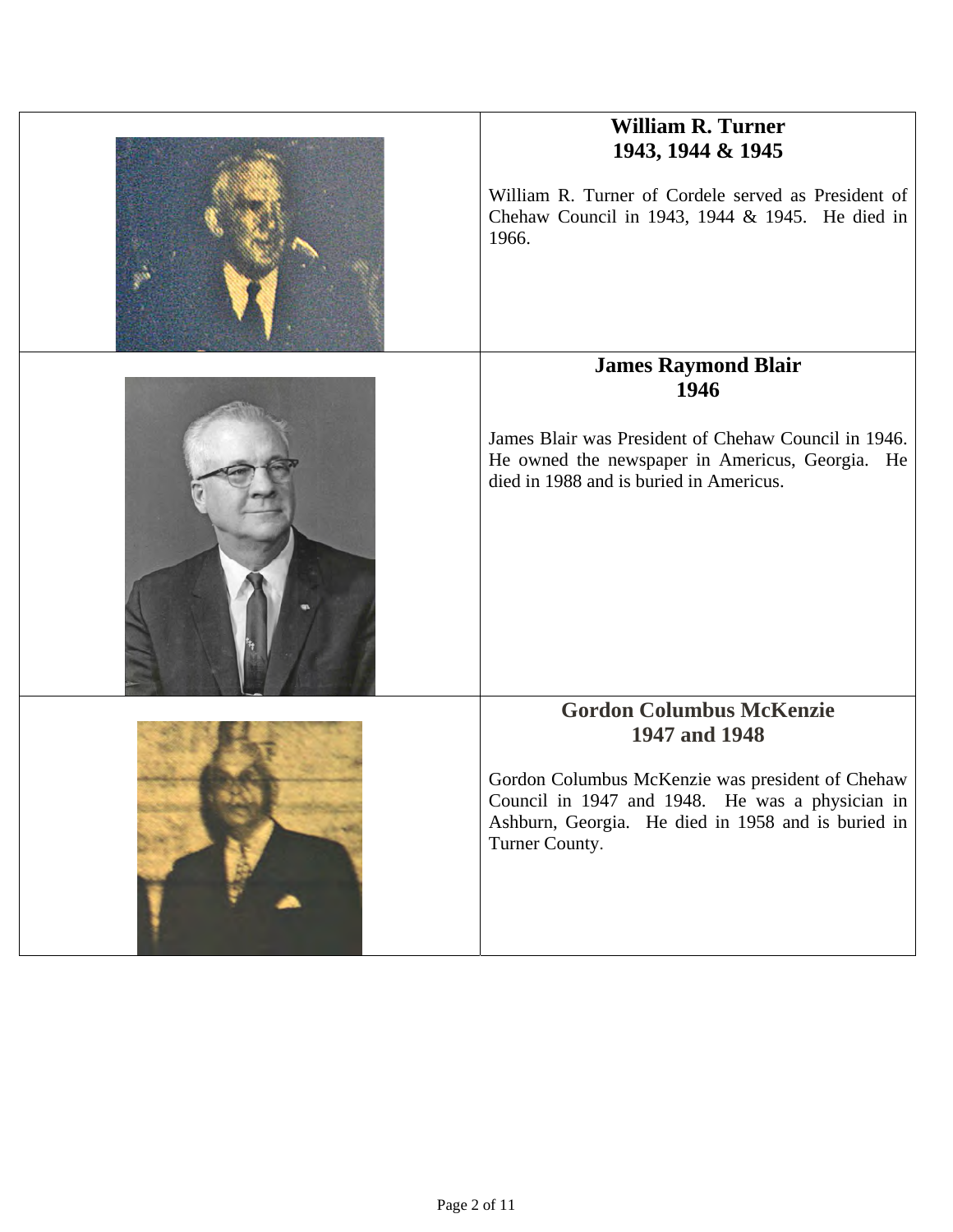## William R. Turner
## 1943, 1944 & 1945

William R. Turner of Cordele served as President of Chehaw Council in 1943, 1944 & 1945. He died in 1966.

## James Raymond Blair
## 1946

James Blair was President of Chehaw Council in 1946. He owned the newspaper in Americus, Georgia. He died in 1988 and is buried in Americus.

## Gordon Columbus McKenzie
## 1947 and 1948

Gordon Columbus McKenzie was president of Chehaw Council in 1947 and 1948. He was a physician in Ashburn, Georgia. He died in 1958 and is buried in Turner County.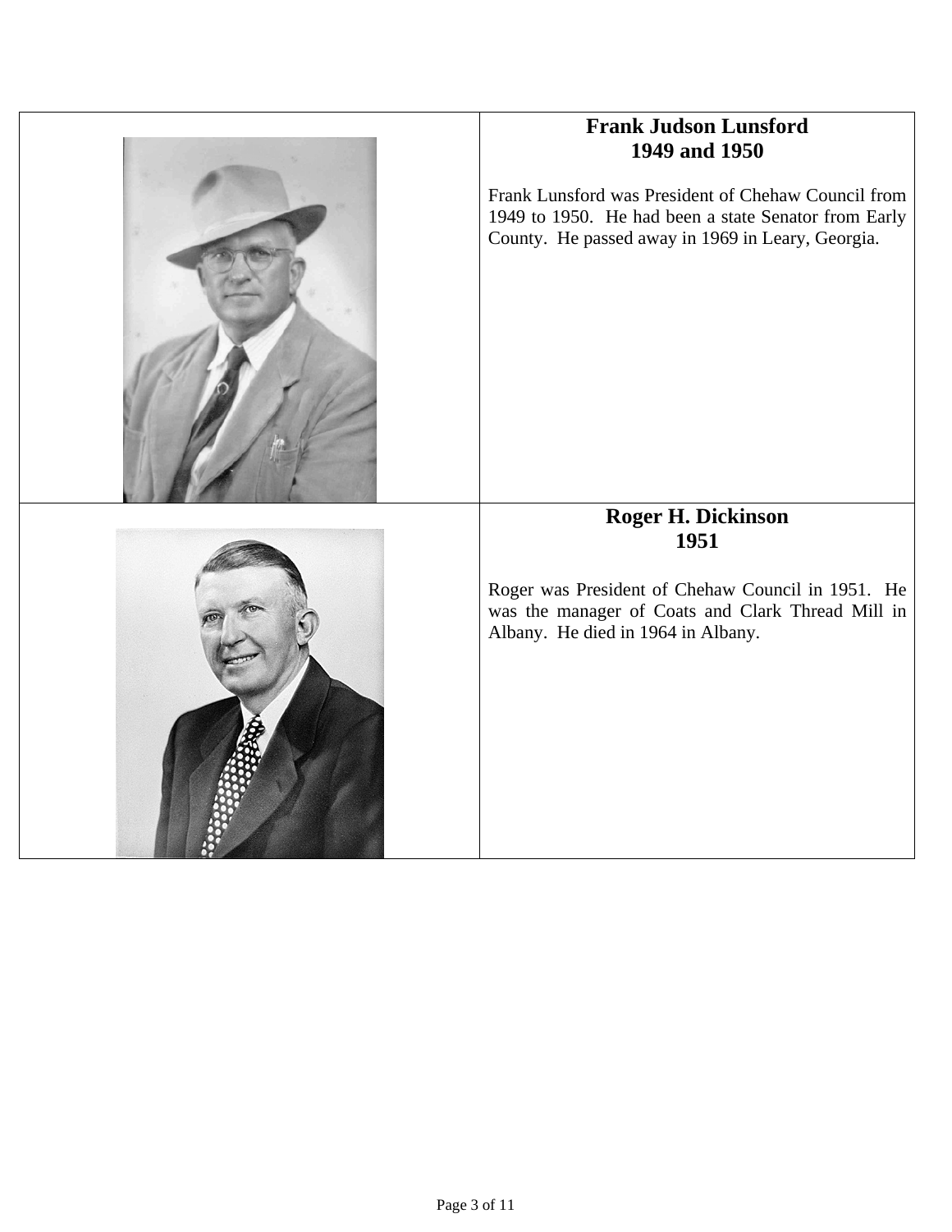**Frank Judson Lunsford**
**1949 and 1950**

Frank Lunsford was President of Chehaw Council from 1949 to 1950. He had been a state Senator from Early County. He passed away in 1969 in Leary, Georgia.

**Roger H. Dickinson**
**1951**

Roger was President of Chehaw Council in 1951. He was the manager of Coats and Clark Thread Mill in Albany. He died in 1964 in Albany.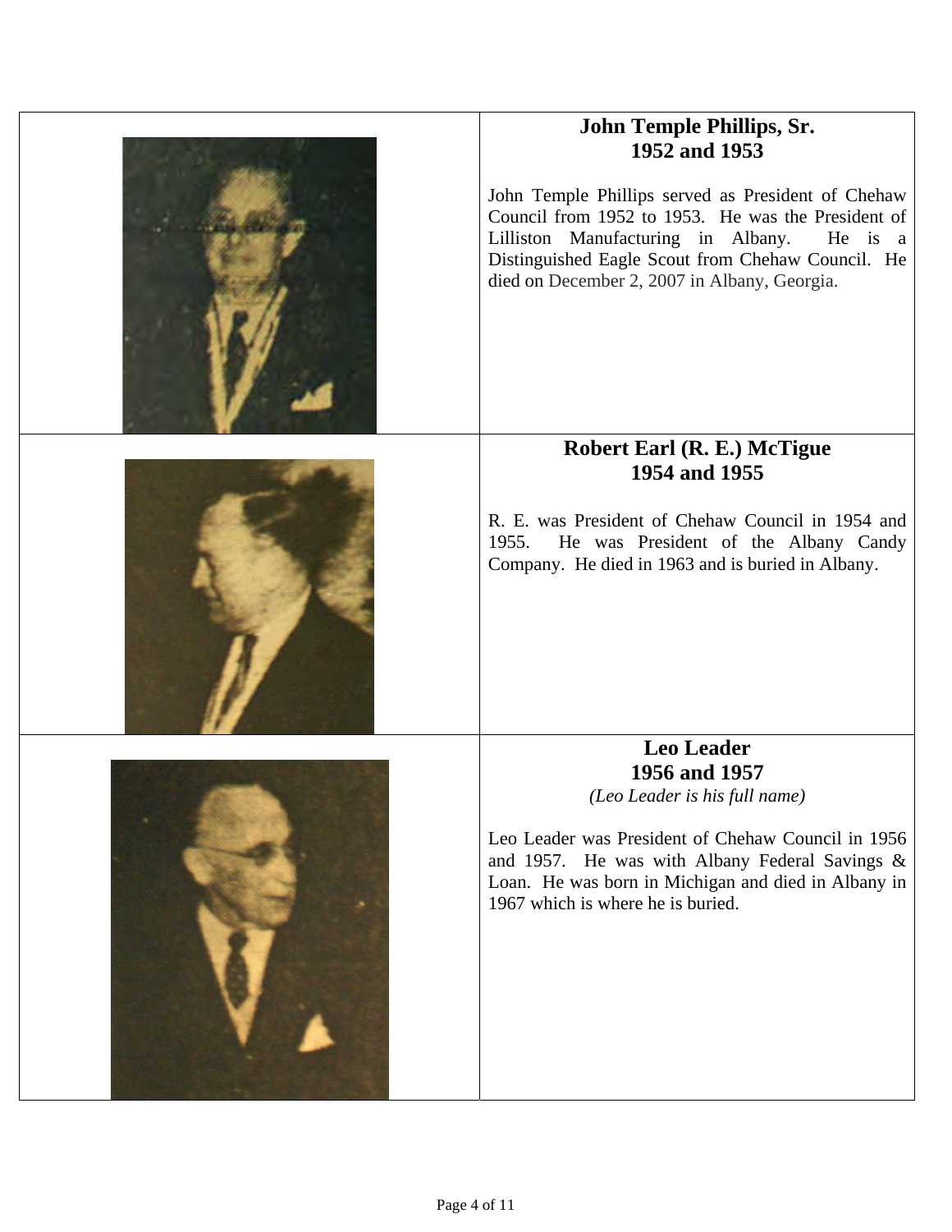## John Temple Phillips, Sr.
## 1952 and 1953

John Temple Phillips served as President of Chehaw Council from 1952 to 1953. He was the President of Lilliston Manufacturing in Albany. He is a Distinguished Eagle Scout from Chehaw Council. He died on December 2, 2007 in Albany, Georgia.

## Robert Earl (R. E.) McTigue
## 1954 and 1955

R. E. was President of Chehaw Council in 1954 and 1955. He was President of the Albany Candy Company. He died in 1963 and is buried in Albany.

## Leo Leader
## 1956 and 1957

*(Leo Leader is his full name)*

Leo Leader was President of Chehaw Council in 1956 and 1957. He was with Albany Federal Savings & Loan. He was born in Michigan and died in Albany in 1967 which is where he is buried.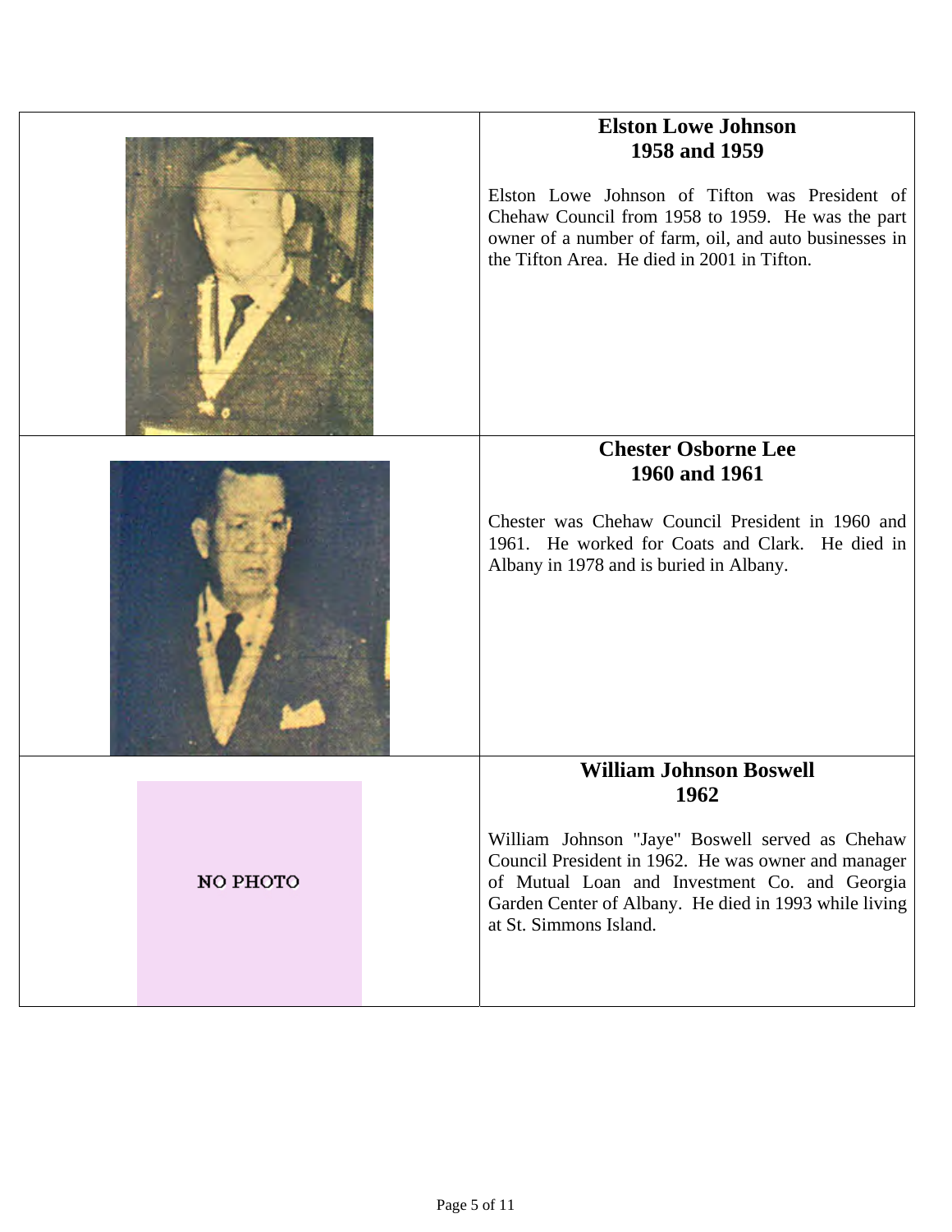### Elston Lowe Johnson
### 1958 and 1959

Elston Lowe Johnson of Tifton was President of Chehaw Council from 1958 to 1959. He was the part owner of a number of farm, oil, and auto businesses in the Tifton Area. He died in 2001 in Tifton.

### Chester Osborne Lee
### 1960 and 1961

Chester was Chehaw Council President in 1960 and 1961. He worked for Coats and Clark. He died in Albany in 1978 and is buried in Albany.

### William Johnson Boswell
### 1962

NO PHOTO

William Johnson "Jaye" Boswell served as Chehaw Council President in 1962. He was owner and manager of Mutual Loan and Investment Co. and Georgia Garden Center of Albany. He died in 1993 while living at St. Simmons Island.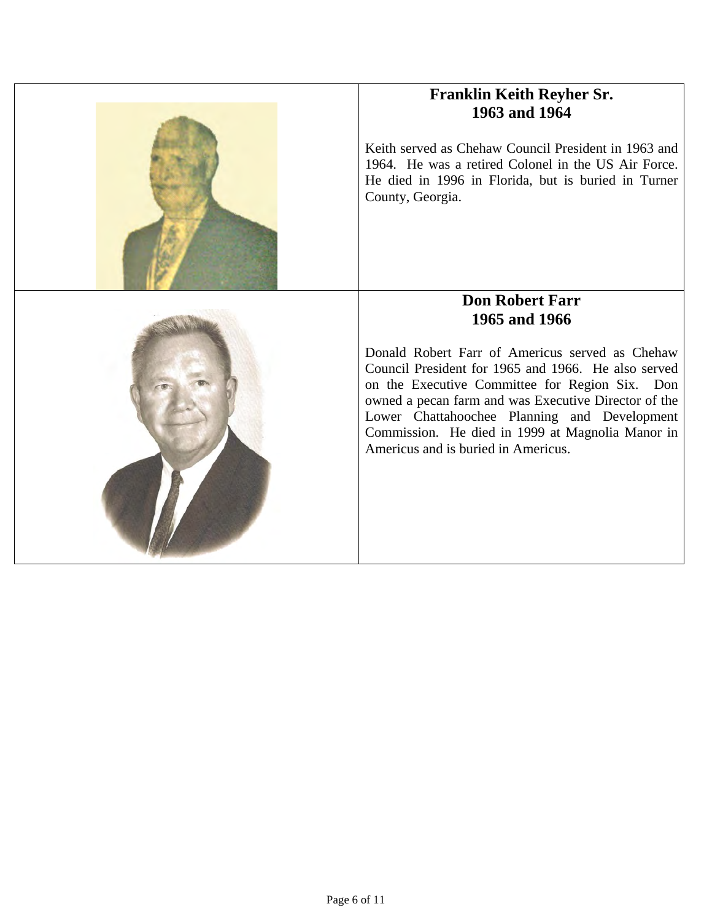## Franklin Keith Reyher Sr.
## 1963 and 1964

Keith served as Chehaw Council President in 1963 and 1964. He was a retired Colonel in the US Air Force. He died in 1996 in Florida, but is buried in Turner County, Georgia.

## Don Robert Farr
## 1965 and 1966

Donald Robert Farr of Americus served as Chehaw Council President for 1965 and 1966. He also served on the Executive Committee for Region Six. Don owned a pecan farm and was Executive Director of the Lower Chattahoochee Planning and Development Commission. He died in 1999 at Magnolia Manor in Americus and is buried in Americus.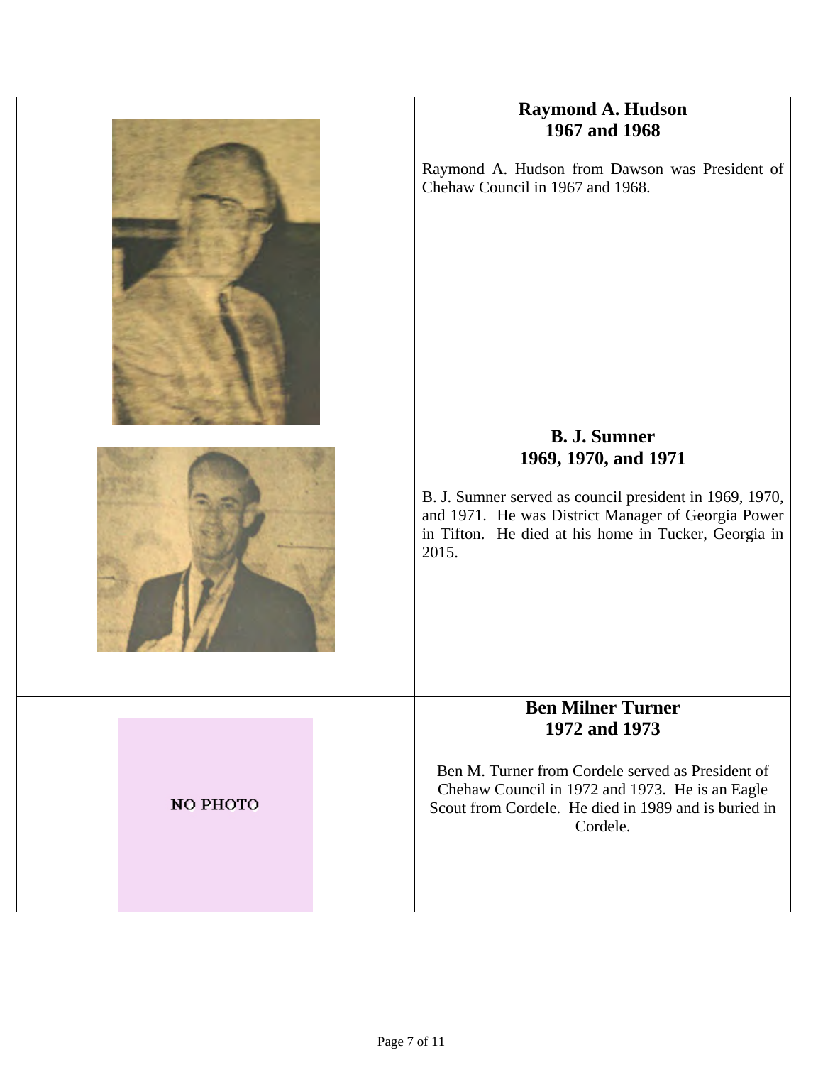## Raymond A. Hudson
## 1967 and 1968

Raymond A. Hudson from Dawson was President of Chehaw Council in 1967 and 1968.

## B. J. Sumner
## 1969, 1970, and 1971

B. J. Sumner served as council president in 1969, 1970, and 1971. He was District Manager of Georgia Power in Tifton. He died at his home in Tucker, Georgia in 2015.

NO PHOTO

## Ben Milner Turner
## 1972 and 1973

Ben M. Turner from Cordele served as President of Chehaw Council in 1972 and 1973. He is an Eagle Scout from Cordele. He died in 1989 and is buried in Cordele.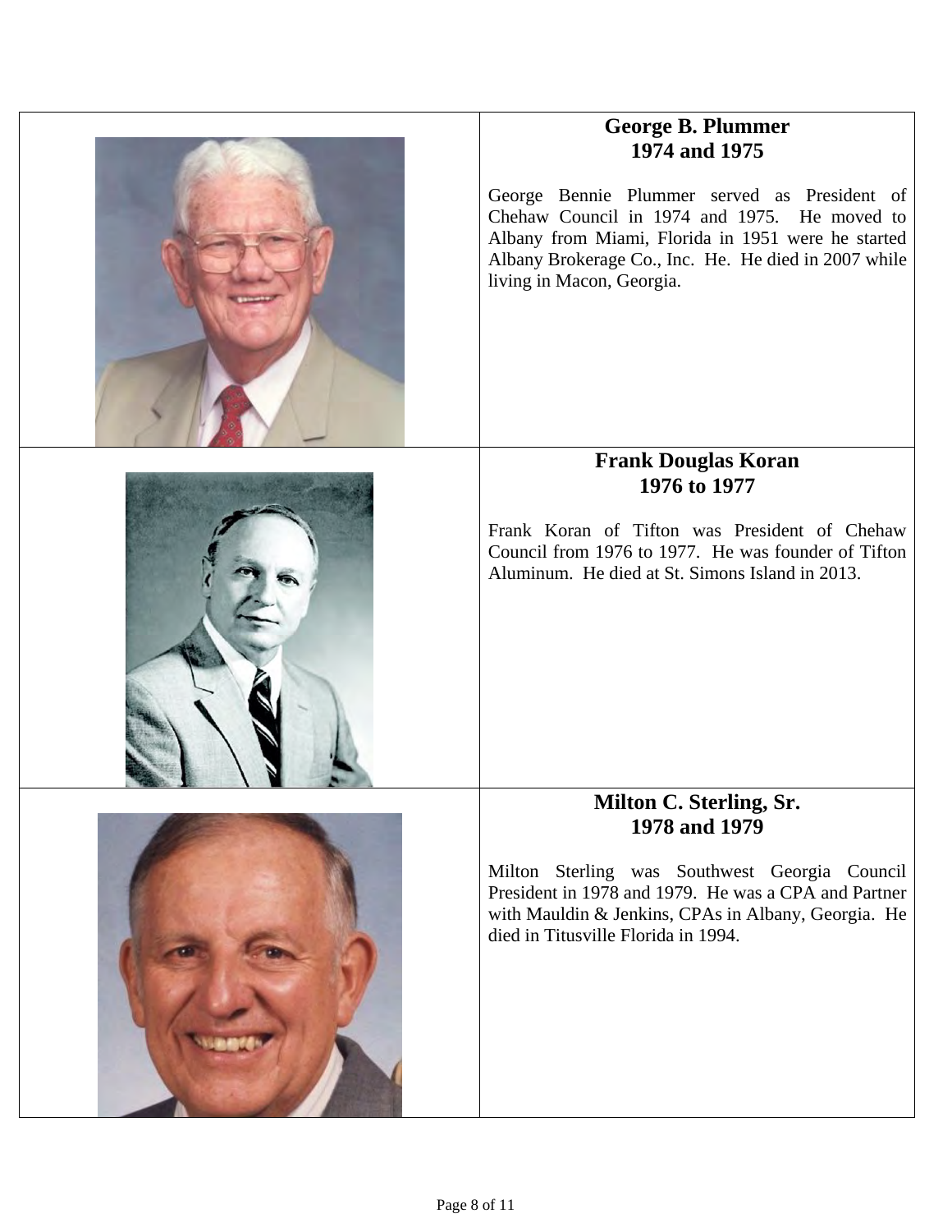## George B. Plummer
## 1974 and 1975

George Bennie Plummer served as President of Chehaw Council in 1974 and 1975. He moved to Albany from Miami, Florida in 1951 were he started Albany Brokerage Co., Inc. He. He died in 2007 while living in Macon, Georgia.

## Frank Douglas Koran
## 1976 to 1977

Frank Koran of Tifton was President of Chehaw Council from 1976 to 1977. He was founder of Tifton Aluminum. He died at St. Simons Island in 2013.

## Milton C. Sterling, Sr.
## 1978 and 1979

Milton Sterling was Southwest Georgia Council President in 1978 and 1979. He was a CPA and Partner with Mauldin & Jenkins, CPAs in Albany, Georgia. He died in Titusville Florida in 1994.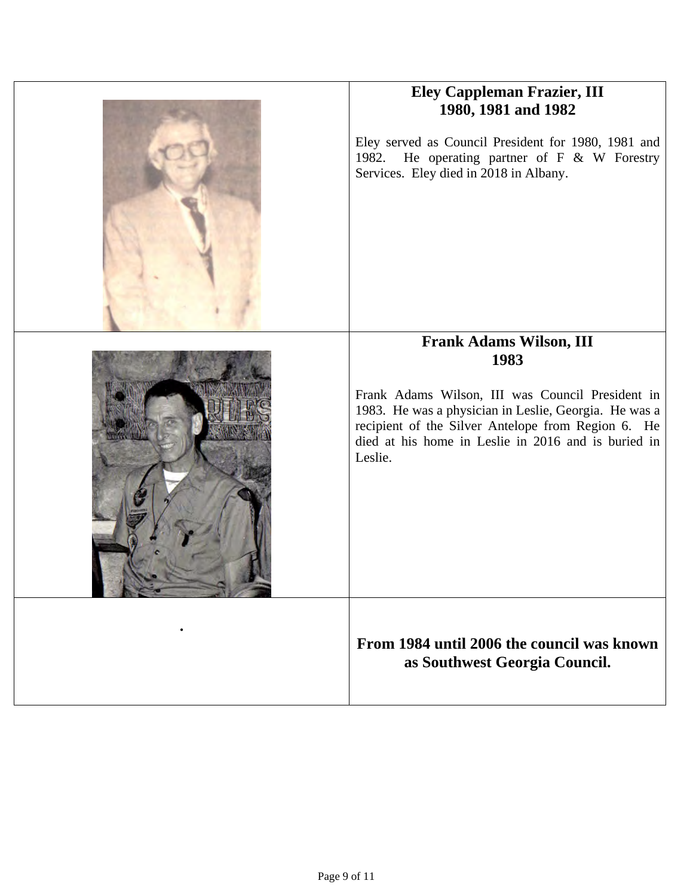## Eley Cappleman Frazier, III
## 1980, 1981 and 1982

Eley served as Council President for 1980, 1981 and 1982. He operating partner of F & W Forestry Services. Eley died in 2018 in Albany.

## Frank Adams Wilson, III
## 1983

Frank Adams Wilson, III was Council President in 1983. He was a physician in Leslie, Georgia. He was a recipient of the Silver Antelope from Region 6. He died at his home in Leslie in 2016 and is buried in Leslie.

.

**From 1984 until 2006 the council was known as Southwest Georgia Council.**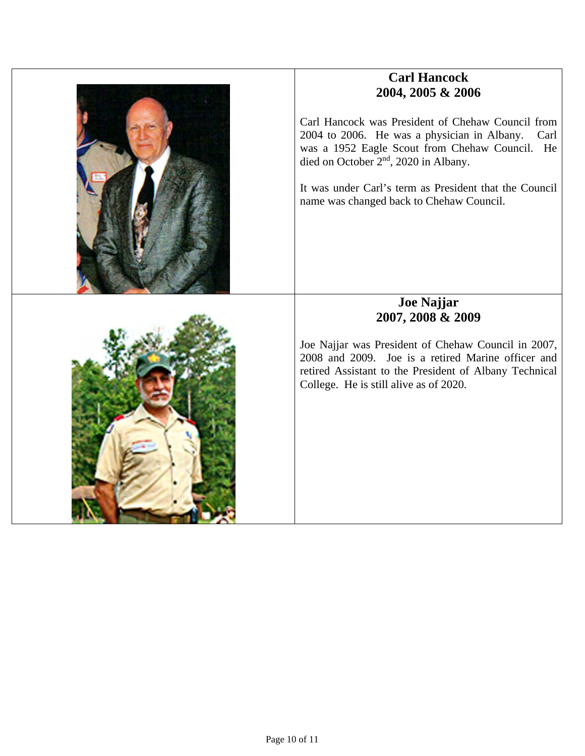## Carl Hancock
## 2004, 2005 & 2006

Carl Hancock was President of Chehaw Council from 2004 to 2006. He was a physician in Albany. Carl was a 1952 Eagle Scout from Chehaw Council. He died on October 2nd, 2020 in Albany.

It was under Carl's term as President that the Council name was changed back to Chehaw Council.

## Joe Najjar
## 2007, 2008 & 2009

Joe Najjar was President of Chehaw Council in 2007, 2008 and 2009. Joe is a retired Marine officer and retired Assistant to the President of Albany Technical College. He is still alive as of 2020.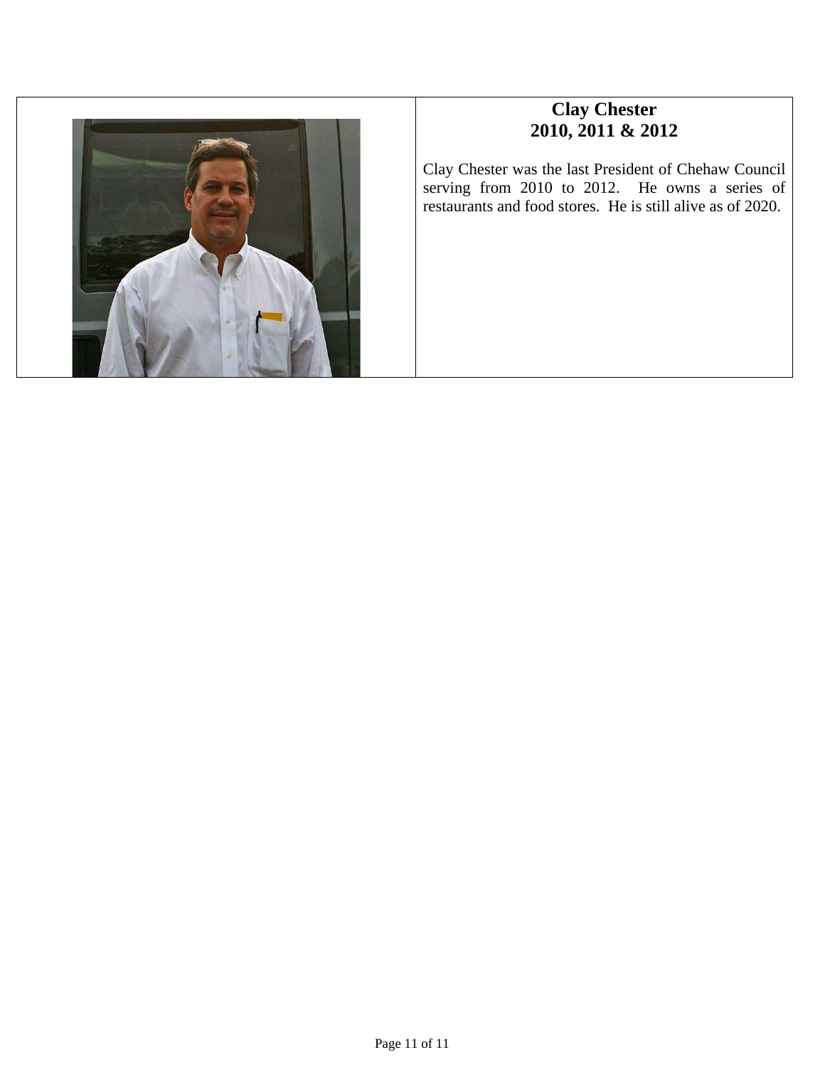**Clay Chester**
**2010, 2011 & 2012**

Clay Chester was the last President of Chehaw Council serving from 2010 to 2012. He owns a series of restaurants and food stores. He is still alive as of 2020.